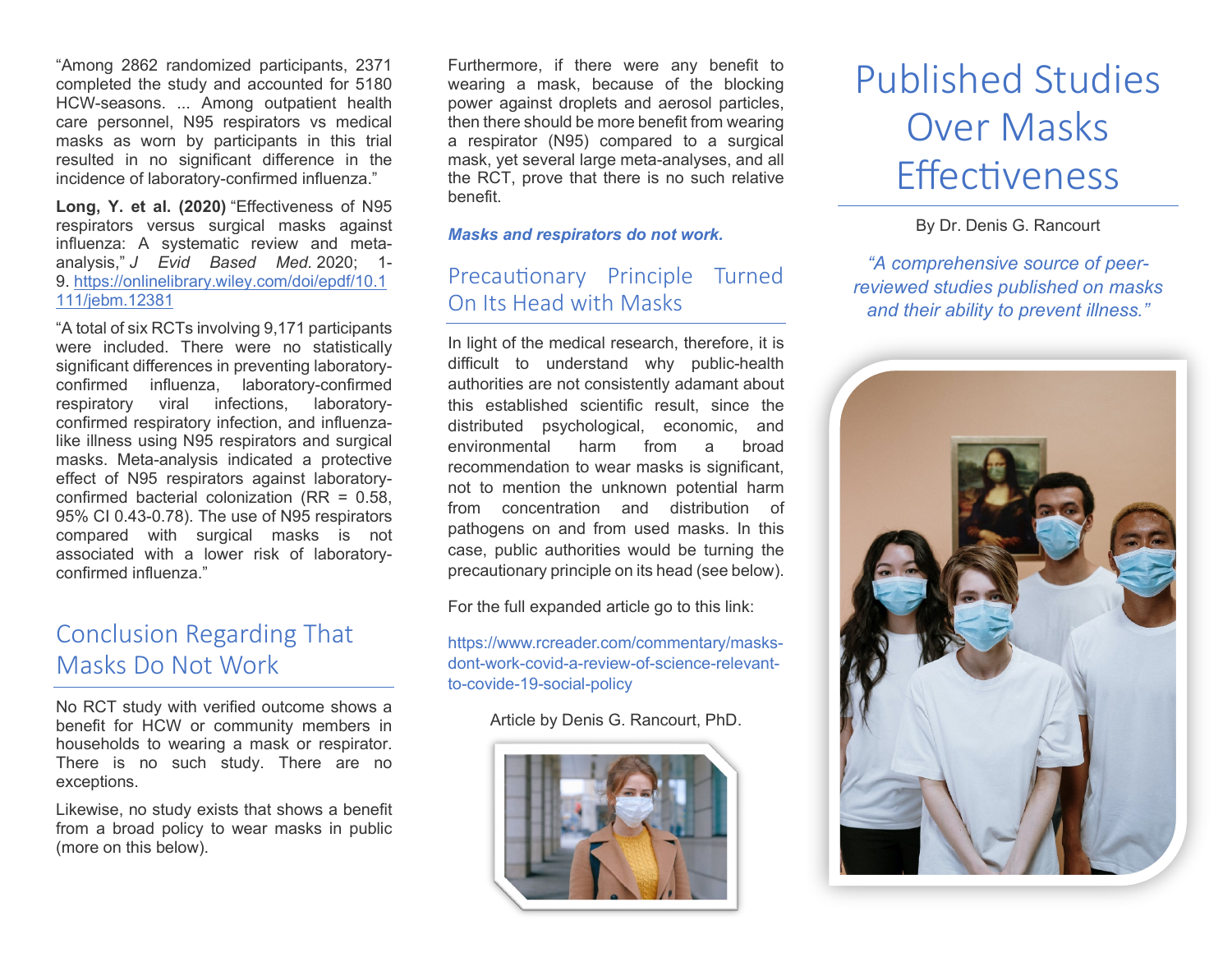"Among 2862 randomized participants, 2371 completed the study and accounted for 5180 HCW-seasons. ... Among outpatient health care personnel, N95 respirators vs medical masks as worn by participants in this trial resulted in no significant difference in the incidence of laboratory-confirmed influenza."

**Long, Y. et al. (2020)** "Effectiveness of N95 respirators versus surgical masks against influenza: A systematic review and meta-analysis," *J Evid Based Med.* 2020; 1-9. https://onlinelibrary.wiley.com/doi/epdf/10.1111/jebm.12381

"A total of six RCTs involving 9,171 participants were included. There were no statistically significant differences in preventing laboratory-confirmed influenza, laboratory-confirmed respiratory viral infections, laboratory-confirmed respiratory infection, and influenza-like illness using N95 respirators and surgical masks. Meta-analysis indicated a protective effect of N95 respirators against laboratory-confirmed bacterial colonization (RR = 0.58, 95% CI 0.43-0.78). The use of N95 respirators compared with surgical masks is not associated with a lower risk of laboratory-confirmed influenza."

## Conclusion Regarding That Masks Do Not Work

No RCT study with verified outcome shows a benefit for HCW or community members in households to wearing a mask or respirator. There is no such study. There are no exceptions.

Likewise, no study exists that shows a benefit from a broad policy to wear masks in public (more on this below).

Furthermore, if there were any benefit to wearing a mask, because of the blocking power against droplets and aerosol particles, then there should be more benefit from wearing a respirator (N95) compared to a surgical mask, yet several large meta-analyses, and all the RCT, prove that there is no such relative benefit.

***Masks and respirators do not work.***

## Precautionary Principle Turned On Its Head with Masks

In light of the medical research, therefore, it is difficult to understand why public-health authorities are not consistently adamant about this established scientific result, since the distributed psychological, economic, and environmental harm from a broad recommendation to wear masks is significant, not to mention the unknown potential harm from concentration and distribution of pathogens on and from used masks. In this case, public authorities would be turning the precautionary principle on its head (see below).

For the full expanded article go to this link:

https://www.rcreader.com/commentary/masks-dont-work-covid-a-review-of-science-relevant-to-covide-19-social-policy

Article by Denis G. Rancourt, PhD.

# Published Studies Over Masks Effectiveness

By Dr. Denis G. Rancourt

*"A comprehensive source of peer-reviewed studies published on masks and their ability to prevent illness."*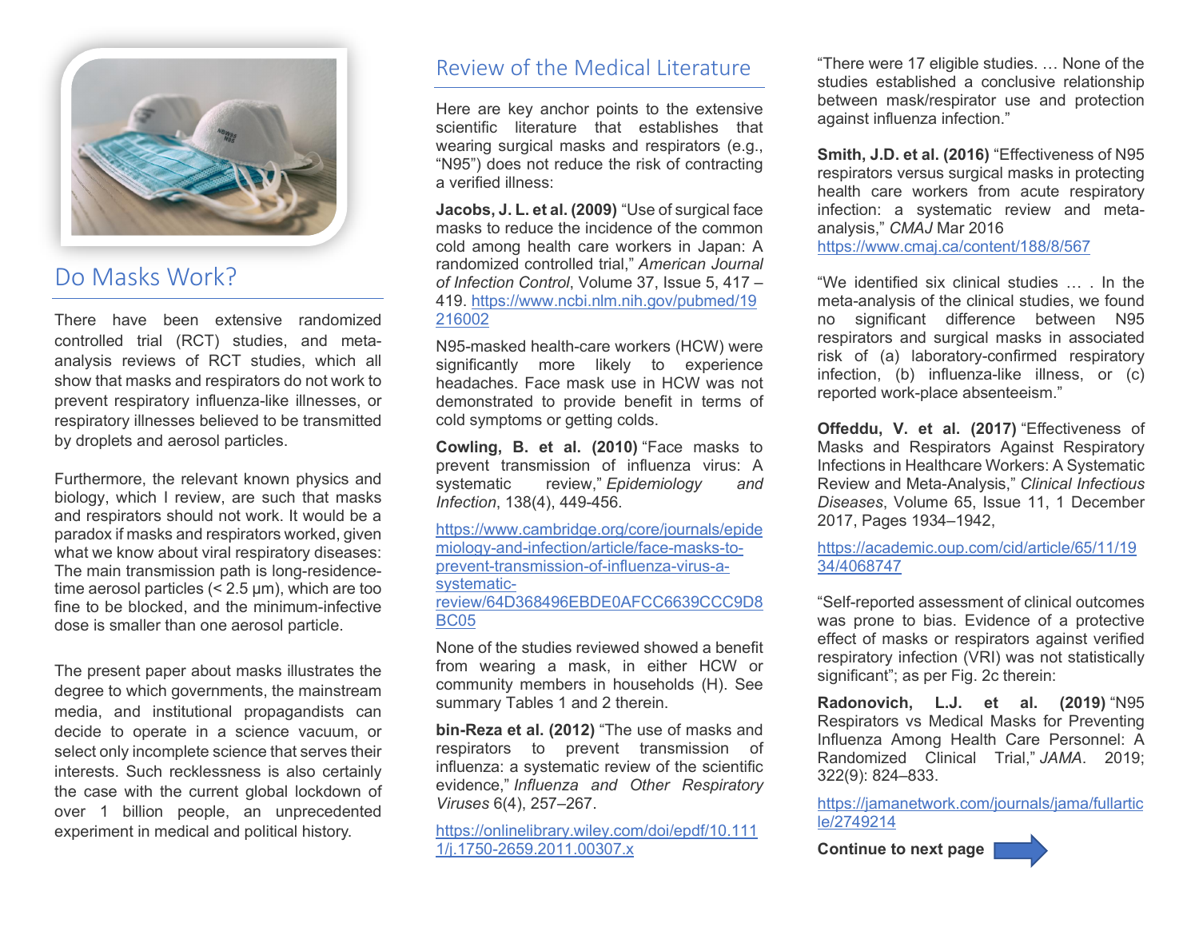# Do Masks Work?

There have been extensive randomized controlled trial (RCT) studies, and meta-analysis reviews of RCT studies, which all show that masks and respirators do not work to prevent respiratory influenza-like illnesses, or respiratory illnesses believed to be transmitted by droplets and aerosol particles.

Furthermore, the relevant known physics and biology, which I review, are such that masks and respirators should not work. It would be a paradox if masks and respirators worked, given what we know about viral respiratory diseases: The main transmission path is long-residence-time aerosol particles (< 2.5 μm), which are too fine to be blocked, and the minimum-infective dose is smaller than one aerosol particle.

The present paper about masks illustrates the degree to which governments, the mainstream media, and institutional propagandists can decide to operate in a science vacuum, or select only incomplete science that serves their interests. Such recklessness is also certainly the case with the current global lockdown of over 1 billion people, an unprecedented experiment in medical and political history.

## Review of the Medical Literature

Here are key anchor points to the extensive scientific literature that establishes that wearing surgical masks and respirators (e.g., "N95") does not reduce the risk of contracting a verified illness:

**Jacobs, J. L. et al. (2009)** "Use of surgical face masks to reduce the incidence of the common cold among health care workers in Japan: A randomized controlled trial," *American Journal of Infection Control*, Volume 37, Issue 5, 417 – 419. https://www.ncbi.nlm.nih.gov/pubmed/19216002

N95-masked health-care workers (HCW) were significantly more likely to experience headaches. Face mask use in HCW was not demonstrated to provide benefit in terms of cold symptoms or getting colds.

**Cowling, B. et al. (2010)** "Face masks to prevent transmission of influenza virus: A systematic review," *Epidemiology and Infection*, 138(4), 449-456.

https://www.cambridge.org/core/journals/epidemiology-and-infection/article/face-masks-to-prevent-transmission-of-influenza-virus-a-systematic-review/64D368496EBDE0AFCC6639CCC9D8BC05

None of the studies reviewed showed a benefit from wearing a mask, in either HCW or community members in households (H). See summary Tables 1 and 2 therein.

**bin-Reza et al. (2012)** "The use of masks and respirators to prevent transmission of influenza: a systematic review of the scientific evidence," *Influenza and Other Respiratory Viruses* 6(4), 257–267.

https://onlinelibrary.wiley.com/doi/epdf/10.1111/j.1750-2659.2011.00307.x

"There were 17 eligible studies. … None of the studies established a conclusive relationship between mask/respirator use and protection against influenza infection."

**Smith, J.D. et al. (2016)** "Effectiveness of N95 respirators versus surgical masks in protecting health care workers from acute respiratory infection: a systematic review and meta-analysis," *CMAJ* Mar 2016 https://www.cmaj.ca/content/188/8/567

"We identified six clinical studies … . In the meta-analysis of the clinical studies, we found no significant difference between N95 respirators and surgical masks in associated risk of (a) laboratory-confirmed respiratory infection, (b) influenza-like illness, or (c) reported work-place absenteeism."

**Offeddu, V. et al. (2017)** "Effectiveness of Masks and Respirators Against Respiratory Infections in Healthcare Workers: A Systematic Review and Meta-Analysis," *Clinical Infectious Diseases*, Volume 65, Issue 11, 1 December 2017, Pages 1934–1942,

https://academic.oup.com/cid/article/65/11/1934/4068747

"Self-reported assessment of clinical outcomes was prone to bias. Evidence of a protective effect of masks or respirators against verified respiratory infection (VRI) was not statistically significant"; as per Fig. 2c therein:

**Radonovich, L.J. et al. (2019)** "N95 Respirators vs Medical Masks for Preventing Influenza Among Health Care Personnel: A Randomized Clinical Trial," *JAMA*. 2019; 322(9): 824–833.

https://jamanetwork.com/journals/jama/fullarticle/2749214

**Continue to next page**